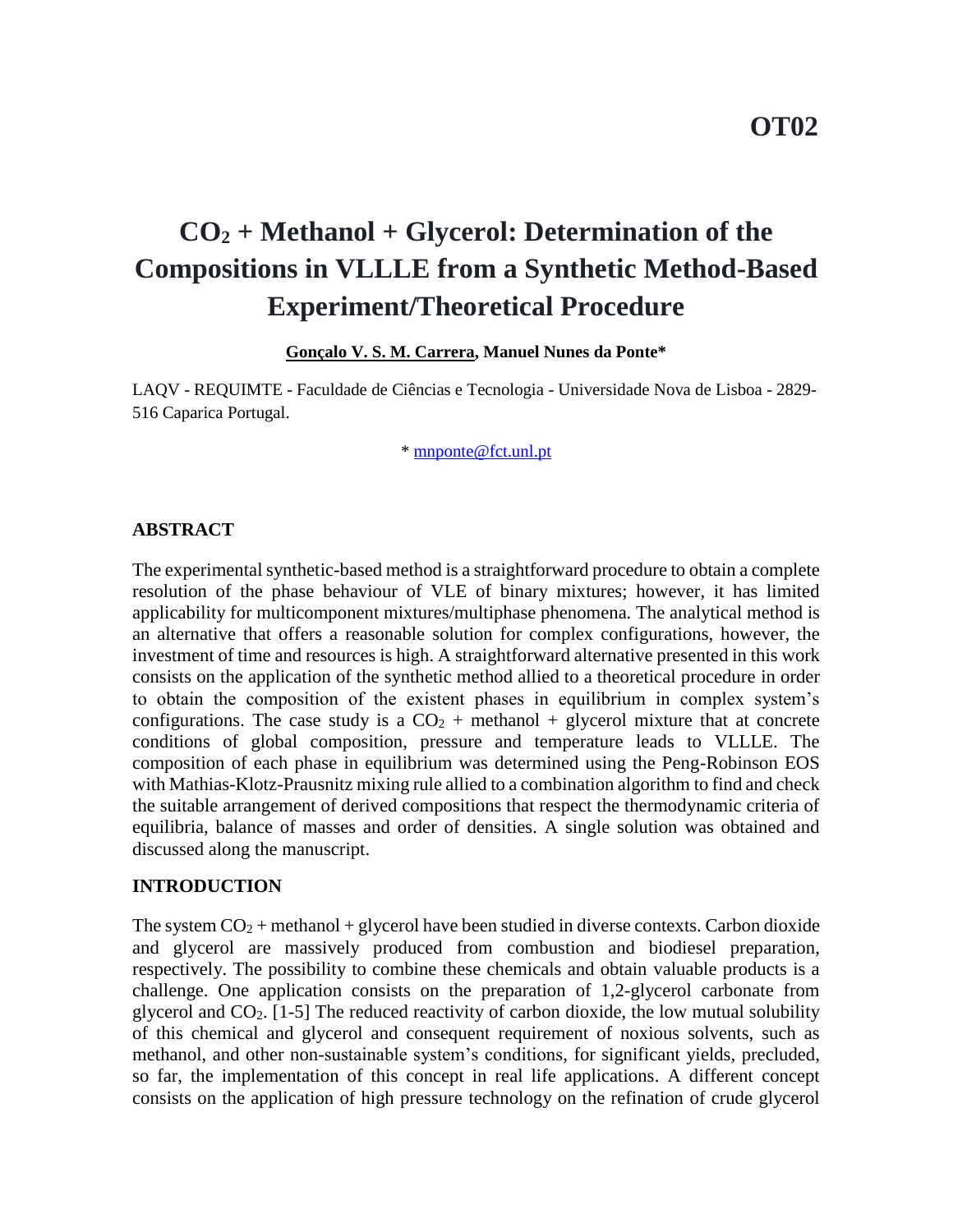**OT02**

# $CO_2$ + Methanol + Glycerol: Determination of the Compositions in VLLLE from a Synthetic Method-Based Experiment/Theoretical Procedure

**Gonçalo V. S. M. Carrera, Manuel Nunes da Ponte***

LAQV - REQUIMTE - Faculdade de Ciências e Tecnologia - Universidade Nova de Lisboa - 2829-516 Caparica Portugal.

* mnponte@fct.unl.pt

## ABSTRACT

The experimental synthetic-based method is a straightforward procedure to obtain a complete resolution of the phase behaviour of VLE of binary mixtures; however, it has limited applicability for multicomponent mixtures/multiphase phenomena. The analytical method is an alternative that offers a reasonable solution for complex configurations, however, the investment of time and resources is high. A straightforward alternative presented in this work consists on the application of the synthetic method allied to a theoretical procedure in order to obtain the composition of the existent phases in equilibrium in complex system's configurations. The case study is a $CO_2$ + methanol + glycerol mixture that at concrete conditions of global composition, pressure and temperature leads to VLLLE. The composition of each phase in equilibrium was determined using the Peng-Robinson EOS with Mathias-Klotz-Prausnitz mixing rule allied to a combination algorithm to find and check the suitable arrangement of derived compositions that respect the thermodynamic criteria of equilibria, balance of masses and order of densities. A single solution was obtained and discussed along the manuscript.

## INTRODUCTION

The system $CO_2$ + methanol + glycerol have been studied in diverse contexts. Carbon dioxide and glycerol are massively produced from combustion and biodiesel preparation, respectively. The possibility to combine these chemicals and obtain valuable products is a challenge. One application consists on the preparation of 1,2-glycerol carbonate from glycerol and $CO_2$. [1-5] The reduced reactivity of carbon dioxide, the low mutual solubility of this chemical and glycerol and consequent requirement of noxious solvents, such as methanol, and other non-sustainable system's conditions, for significant yields, precluded, so far, the implementation of this concept in real life applications. A different concept consists on the application of high pressure technology on the refination of crude glycerol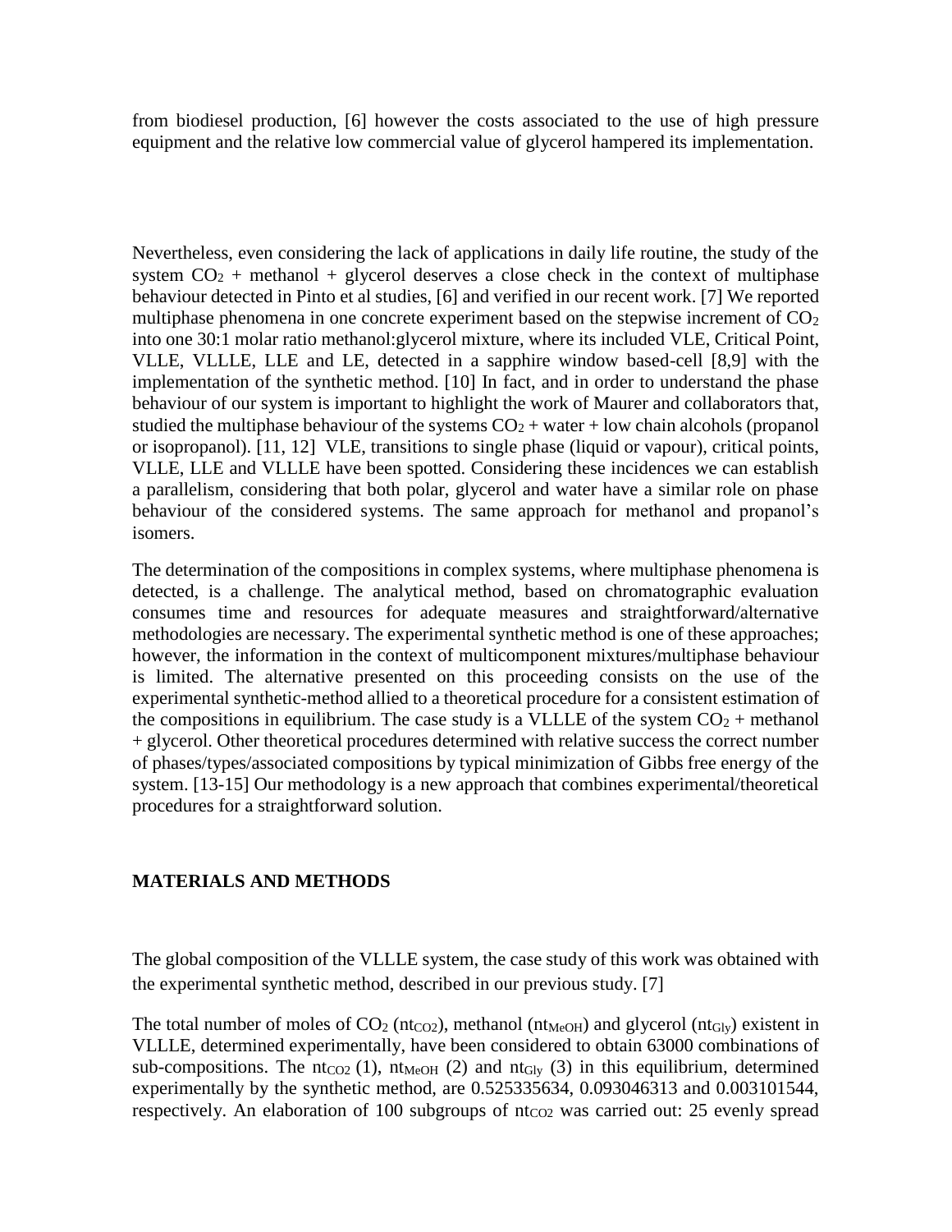from biodiesel production, [6] however the costs associated to the use of high pressure equipment and the relative low commercial value of glycerol hampered its implementation.

Nevertheless, even considering the lack of applications in daily life routine, the study of the system $CO_2$ + methanol + glycerol deserves a close check in the context of multiphase behaviour detected in Pinto et al studies, [6] and verified in our recent work. [7] We reported multiphase phenomena in one concrete experiment based on the stepwise increment of $CO_2$ into one 30:1 molar ratio methanol:glycerol mixture, where its included VLE, Critical Point, VLLE, VLLLE, LLE and LE, detected in a sapphire window based-cell [8,9] with the implementation of the synthetic method. [10] In fact, and in order to understand the phase behaviour of our system is important to highlight the work of Maurer and collaborators that, studied the multiphase behaviour of the systems $CO_2$ + water + low chain alcohols (propanol or isopropanol). [11, 12] VLE, transitions to single phase (liquid or vapour), critical points, VLLE, LLE and VLLLE have been spotted. Considering these incidences we can establish a parallelism, considering that both polar, glycerol and water have a similar role on phase behaviour of the considered systems. The same approach for methanol and propanol's isomers.

The determination of the compositions in complex systems, where multiphase phenomena is detected, is a challenge. The analytical method, based on chromatographic evaluation consumes time and resources for adequate measures and straightforward/alternative methodologies are necessary. The experimental synthetic method is one of these approaches; however, the information in the context of multicomponent mixtures/multiphase behaviour is limited. The alternative presented on this proceeding consists on the use of the experimental synthetic-method allied to a theoretical procedure for a consistent estimation of the compositions in equilibrium. The case study is a VLLLE of the system $CO_2$ + methanol + glycerol. Other theoretical procedures determined with relative success the correct number of phases/types/associated compositions by typical minimization of Gibbs free energy of the system. [13-15] Our methodology is a new approach that combines experimental/theoretical procedures for a straightforward solution.

## MATERIALS AND METHODS

The global composition of the VLLLE system, the case study of this work was obtained with the experimental synthetic method, described in our previous study. [7]

The total number of moles of $CO_2$ ($nt_{CO2}$), methanol ($nt_{MeOH}$) and glycerol ($nt_{Gly}$) existent in VLLLE, determined experimentally, have been considered to obtain 63000 combinations of sub-compositions. The $nt_{CO2}$ (1), $nt_{MeOH}$ (2) and $nt_{Gly}$ (3) in this equilibrium, determined experimentally by the synthetic method, are 0.525335634, 0.093046313 and 0.003101544, respectively. An elaboration of 100 subgroups of $nt_{CO2}$ was carried out: 25 evenly spread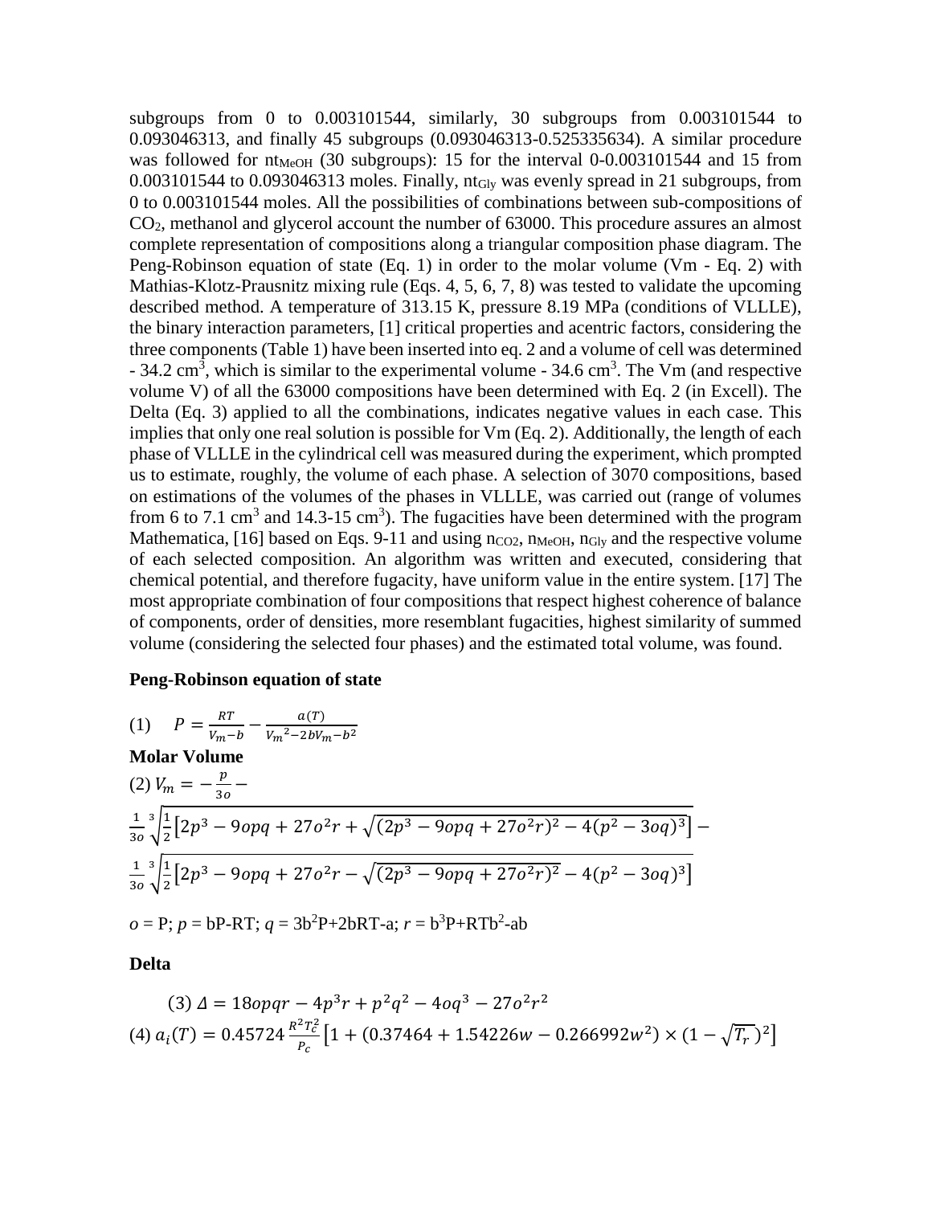subgroups from 0 to 0.003101544, similarly, 30 subgroups from 0.003101544 to 0.093046313, and finally 45 subgroups (0.093046313-0.525335634). A similar procedure was followed for $nt_{MeOH}$ (30 subgroups): 15 for the interval 0-0.003101544 and 15 from 0.003101544 to 0.093046313 moles. Finally, $nt_{Gly}$ was evenly spread in 21 subgroups, from 0 to 0.003101544 moles. All the possibilities of combinations between sub-compositions of $CO_2$, methanol and glycerol account the number of 63000. This procedure assures an almost complete representation of compositions along a triangular composition phase diagram. The Peng-Robinson equation of state (Eq. 1) in order to the molar volume (Vm - Eq. 2) with Mathias-Klotz-Prausnitz mixing rule (Eqs. 4, 5, 6, 7, 8) was tested to validate the upcoming described method. A temperature of 313.15 K, pressure 8.19 MPa (conditions of VLLLE), the binary interaction parameters, [1] critical properties and acentric factors, considering the three components (Table 1) have been inserted into eq. 2 and a volume of cell was determined - 34.2 $cm^3$, which is similar to the experimental volume - 34.6 $cm^3$. The Vm (and respective volume V) of all the 63000 compositions have been determined with Eq. 2 (in Excell). The Delta (Eq. 3) applied to all the combinations, indicates negative values in each case. This implies that only one real solution is possible for Vm (Eq. 2). Additionally, the length of each phase of VLLLE in the cylindrical cell was measured during the experiment, which prompted us to estimate, roughly, the volume of each phase. A selection of 3070 compositions, based on estimations of the volumes of the phases in VLLLE, was carried out (range of volumes from 6 to 7.1 $cm^3$ and 14.3-15 $cm^3$). The fugacities have been determined with the program Mathematica, [16] based on Eqs. 9-11 and using $n_{CO2}$, $n_{MeOH}$, $n_{Gly}$ and the respective volume of each selected composition. An algorithm was written and executed, considering that chemical potential, and therefore fugacity, have uniform value in the entire system. [17] The most appropriate combination of four compositions that respect highest coherence of balance of components, order of densities, more resemblant fugacities, highest similarity of summed volume (considering the selected four phases) and the estimated total volume, was found.

**Peng-Robinson equation of state**

(1) $$P = \frac{RT}{V_m - b} - \frac{a(T)}{{V_m}^2 - 2bV_m - b^2}$$

**Molar Volume**

(2) $$V_m = -\frac{p}{3o} - \frac{1}{3o}\sqrt[3]{\frac{1}{2}\left[2p^3 - 9opq + 27o^2r + \sqrt{(2p^3 - 9opq + 27o^2r)^2 - 4(p^2 - 3oq)^3}\right]} - \frac{1}{3o}\sqrt[3]{\frac{1}{2}\left[2p^3 - 9opq + 27o^2r - \sqrt{(2p^3 - 9opq + 27o^2r)^2 - 4(p^2 - 3oq)^3}\right]}$$

$o$ = P; $p$ = bP-RT; $q$ = $3b^2P+2bRT-a$; $r$ = $b^3P+RTb^2-ab$

**Delta**

(3) $$\Delta = 18opqr - 4p^3r + p^2q^2 - 4oq^3 - 27o^2r^2$$

(4) $$a_i(T) = 0.45724\frac{R^2T_c^2}{P_c}\left[1 + (0.37464 + 1.54226w - 0.266992w^2) \times (1 - \sqrt{T_r})^2\right]$$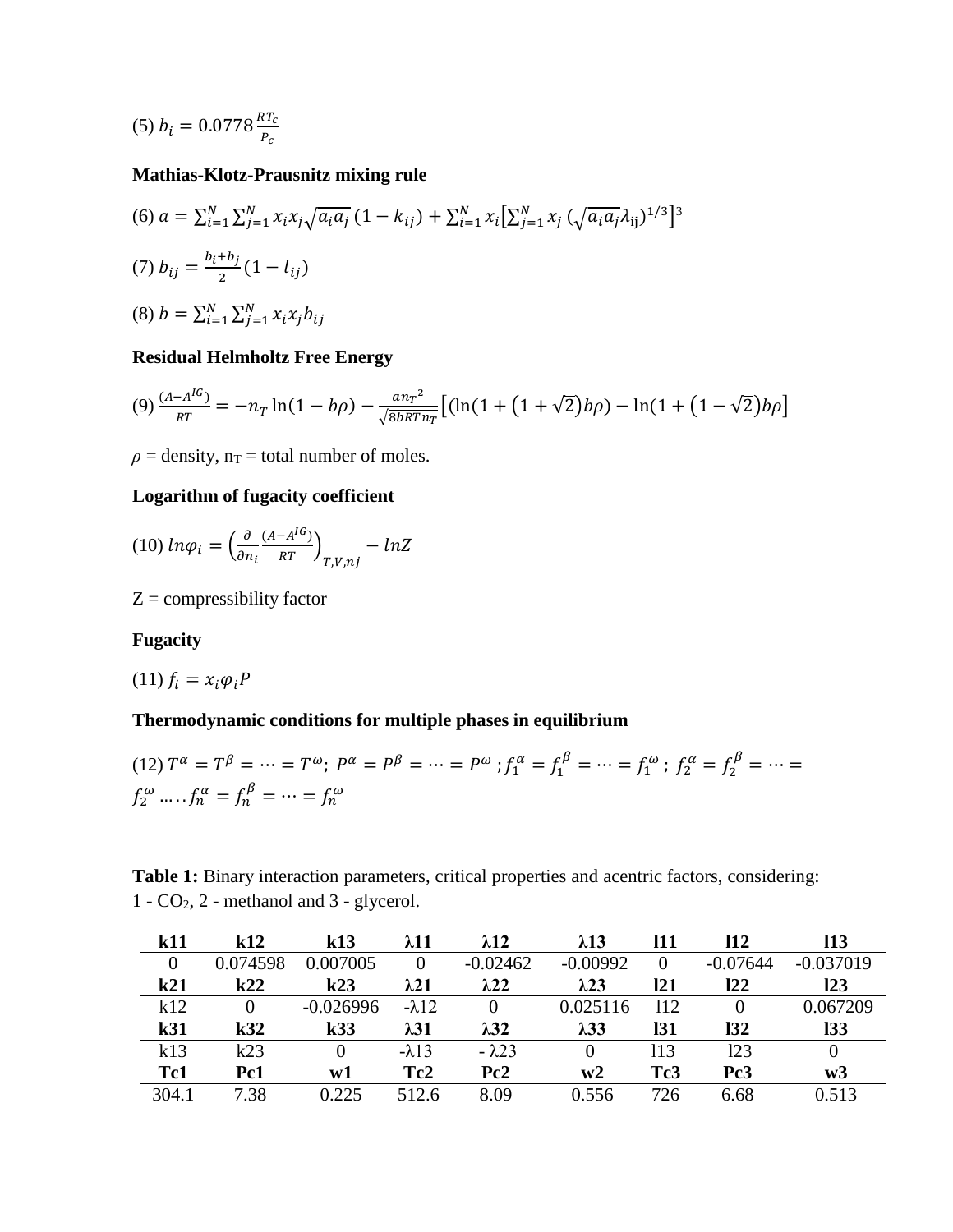(5) $b_i = 0.0778\frac{RT_c}{P_c}$

**Mathias-Klotz-Prausnitz mixing rule**

(6) $a = \sum_{i=1}^{N}\sum_{j=1}^{N} x_i x_j \sqrt{a_i a_j}\,(1 - k_{ij}) + \sum_{i=1}^{N} x_i \left[\sum_{j=1}^{N} x_j\,(\sqrt{a_i a_j}\lambda_{ij})^{1/3}\right]^3$

(7) $b_{ij} = \frac{b_i + b_j}{2}(1 - l_{ij})$

(8) $b = \sum_{i=1}^{N}\sum_{j=1}^{N} x_i x_j b_{ij}$

**Residual Helmholtz Free Energy**

(9) $\frac{(A - A^{IG})}{RT} = -n_T \ln(1 - b\rho) - \frac{a n_T{}^2}{\sqrt{8bRT n_T}}\left[(\ln(1 + (1 + \sqrt{2})b\rho) - \ln(1 + (1 - \sqrt{2})b\rho\right]$

$\rho$ = density, $n_T$ = total number of moles.

**Logarithm of fugacity coefficient**

(10) $ln\varphi_i = \left(\frac{\partial}{\partial n_i}\frac{(A - A^{IG})}{RT}\right)_{T,V,nj} - lnZ$

Z = compressibility factor

**Fugacity**

(11) $f_i = x_i \varphi_i P$

**Thermodynamic conditions for multiple phases in equilibrium**

(12) $T^{\alpha} = T^{\beta} = \cdots = T^{\omega};\ P^{\alpha} = P^{\beta} = \cdots = P^{\omega}\ ; f_1^{\alpha} = f_1^{\beta} = \cdots = f_1^{\omega}\ ;\ f_2^{\alpha} = f_2^{\beta} = \cdots = f_2^{\omega}\ \ldots\ldots f_n^{\alpha} = f_n^{\beta} = \cdots = f_n^{\omega}$

**Table 1:** Binary interaction parameters, critical properties and acentric factors, considering: 1 - $CO_2$, 2 - methanol and 3 - glycerol.

| **k11** | **k12** | **k13** | **λ11** | **λ12** | **λ13** | **l11** | **l12** | **l13** |
|---|---|---|---|---|---|---|---|---|
| 0 | 0.074598 | 0.007005 | 0 | -0.02462 | -0.00992 | 0 | -0.07644 | -0.037019 |
| **k21** | **k22** | **k23** | **λ21** | **λ22** | **λ23** | **l21** | **l22** | **l23** |
| k12 | 0 | -0.026996 | -λ12 | 0 | 0.025116 | l12 | 0 | 0.067209 |
| **k31** | **k32** | **k33** | **λ31** | **λ32** | **λ33** | **l31** | **l32** | **l33** |
| k13 | k23 | 0 | -λ13 | - λ23 | 0 | l13 | l23 | 0 |
| **Tc1** | **Pc1** | **w1** | **Tc2** | **Pc2** | **w2** | **Tc3** | **Pc3** | **w3** |
| 304.1 | 7.38 | 0.225 | 512.6 | 8.09 | 0.556 | 726 | 6.68 | 0.513 |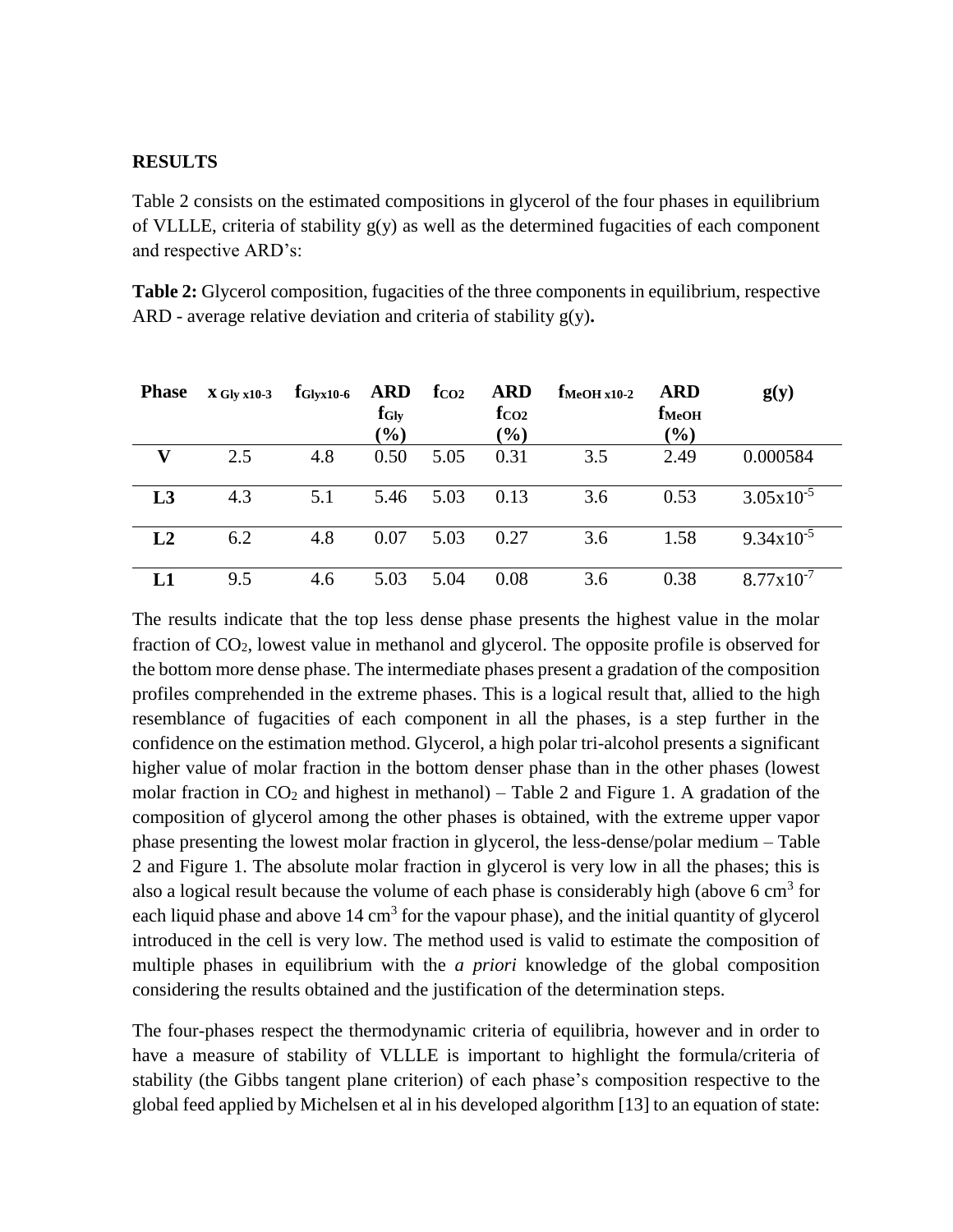## RESULTS

Table 2 consists on the estimated compositions in glycerol of the four phases in equilibrium of VLLLE, criteria of stability g(y) as well as the determined fugacities of each component and respective ARD's:

**Table 2:** Glycerol composition, fugacities of the three components in equilibrium, respective ARD - average relative deviation and criteria of stability g(y)**.**

| Phase | $x_{Gly}$ x10-3 | $f_{Gly}$x10-6 | ARD $f_{Gly}$ (%) | $f_{CO_2}$ | ARD $f_{CO_2}$ (%) | $f_{MeOH}$ x10-2 | ARD $f_{MeOH}$ (%) | g(y) |
|---|---|---|---|---|---|---|---|---|
| **V** | 2.5 | 4.8 | 0.50 | 5.05 | 0.31 | 3.5 | 2.49 | 0.000584 |
| **L3** | 4.3 | 5.1 | 5.46 | 5.03 | 0.13 | 3.6 | 0.53 | $3.05 \times 10^{-5}$ |
| **L2** | 6.2 | 4.8 | 0.07 | 5.03 | 0.27 | 3.6 | 1.58 | $9.34 \times 10^{-5}$ |
| **L1** | 9.5 | 4.6 | 5.03 | 5.04 | 0.08 | 3.6 | 0.38 | $8.77 \times 10^{-7}$ |

The results indicate that the top less dense phase presents the highest value in the molar fraction of $CO_2$, lowest value in methanol and glycerol. The opposite profile is observed for the bottom more dense phase. The intermediate phases present a gradation of the composition profiles comprehended in the extreme phases. This is a logical result that, allied to the high resemblance of fugacities of each component in all the phases, is a step further in the confidence on the estimation method. Glycerol, a high polar tri-alcohol presents a significant higher value of molar fraction in the bottom denser phase than in the other phases (lowest molar fraction in $CO_2$ and highest in methanol) – Table 2 and Figure 1. A gradation of the composition of glycerol among the other phases is obtained, with the extreme upper vapor phase presenting the lowest molar fraction in glycerol, the less-dense/polar medium – Table 2 and Figure 1. The absolute molar fraction in glycerol is very low in all the phases; this is also a logical result because the volume of each phase is considerably high (above 6 $cm^3$ for each liquid phase and above 14 $cm^3$ for the vapour phase), and the initial quantity of glycerol introduced in the cell is very low. The method used is valid to estimate the composition of multiple phases in equilibrium with the *a priori* knowledge of the global composition considering the results obtained and the justification of the determination steps.

The four-phases respect the thermodynamic criteria of equilibria, however and in order to have a measure of stability of VLLLE is important to highlight the formula/criteria of stability (the Gibbs tangent plane criterion) of each phase's composition respective to the global feed applied by Michelsen et al in his developed algorithm [13] to an equation of state: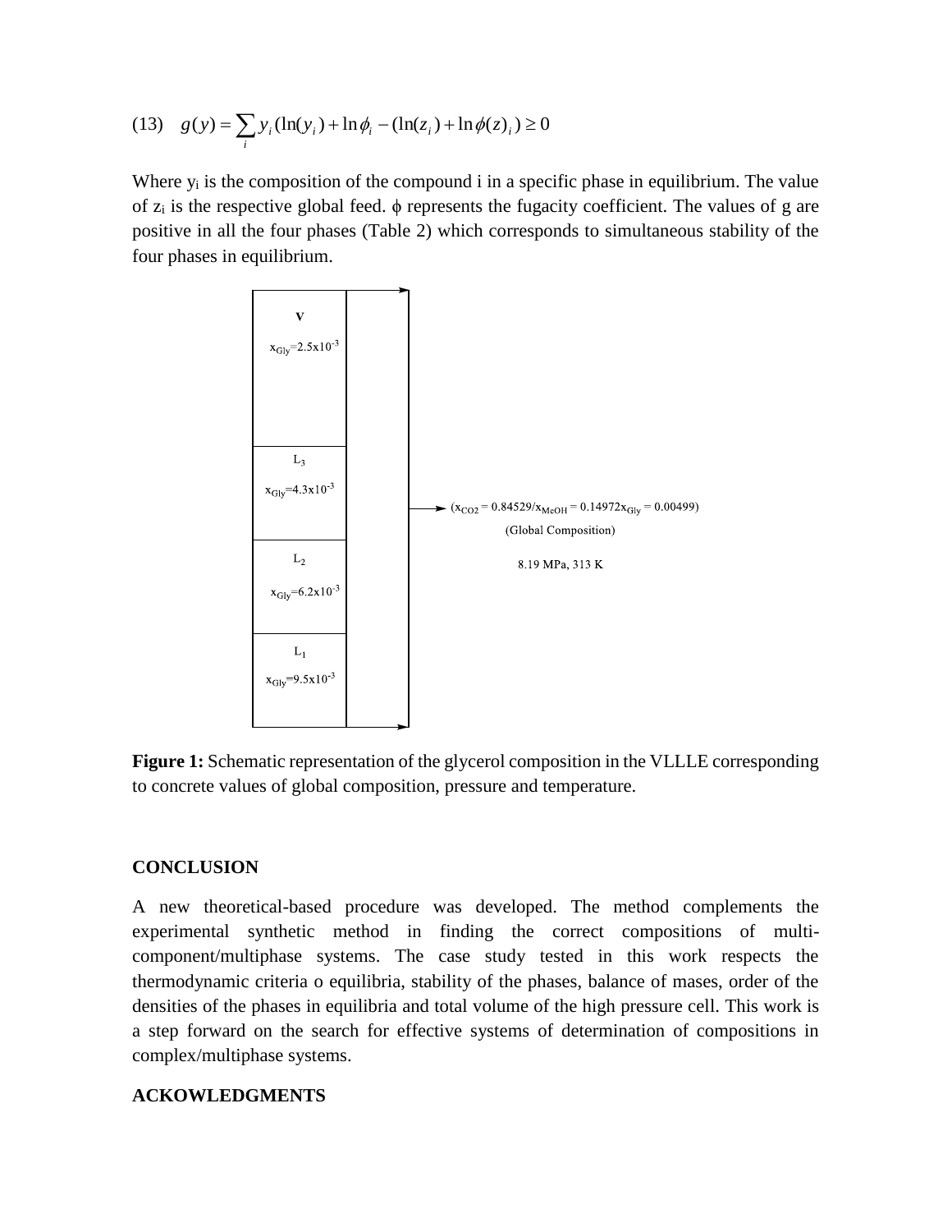$$(13) \quad g(y) = \sum_i y_i (\ln(y_i) + \ln \phi_i - (\ln(z_i) + \ln \phi(z)_i) \geq 0$$

Where $y_i$ is the composition of the compound i in a specific phase in equilibrium. The value of $z_i$ is the respective global feed. $\phi$ represents the fugacity coefficient. The values of g are positive in all the four phases (Table 2) which corresponds to simultaneous stability of the four phases in equilibrium.

V: $x_{Gly}=2.5\text{x}10^{-3}$

$L_3$: $x_{Gly}=4.3\text{x}10^{-3}$

$L_2$: $x_{Gly}=6.2\text{x}10^{-3}$

$L_1$: $x_{Gly}=9.5\text{x}10^{-3}$

($x_{CO2}$ = 0.84529/$x_{MeOH}$ = 0.14972$x_{Gly}$ = 0.00499)
(Global Composition)

8.19 MPa, 313 K

**Figure 1:** Schematic representation of the glycerol composition in the VLLLE corresponding to concrete values of global composition, pressure and temperature.

## CONCLUSION

A new theoretical-based procedure was developed. The method complements the experimental synthetic method in finding the correct compositions of multi-component/multiphase systems. The case study tested in this work respects the thermodynamic criteria o equilibria, stability of the phases, balance of mases, order of the densities of the phases in equilibria and total volume of the high pressure cell. This work is a step forward on the search for effective systems of determination of compositions in complex/multiphase systems.

## ACKOWLEDGMENTS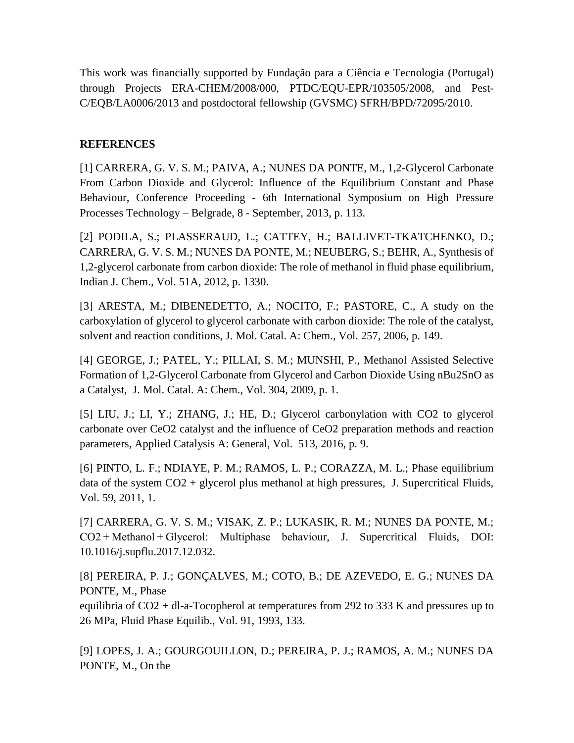This work was financially supported by Fundação para a Ciência e Tecnologia (Portugal) through Projects ERA-CHEM/2008/000, PTDC/EQU-EPR/103505/2008, and Pest-C/EQB/LA0006/2013 and postdoctoral fellowship (GVSMC) SFRH/BPD/72095/2010.

**REFERENCES**

[1] CARRERA, G. V. S. M.; PAIVA, A.; NUNES DA PONTE, M., 1,2-Glycerol Carbonate From Carbon Dioxide and Glycerol: Influence of the Equilibrium Constant and Phase Behaviour, Conference Proceeding - 6th International Symposium on High Pressure Processes Technology – Belgrade, 8 - September, 2013, p. 113.

[2] PODILA, S.; PLASSERAUD, L.; CATTEY, H.; BALLIVET-TKATCHENKO, D.; CARRERA, G. V. S. M.; NUNES DA PONTE, M.; NEUBERG, S.; BEHR, A., Synthesis of 1,2-glycerol carbonate from carbon dioxide: The role of methanol in fluid phase equilibrium, Indian J. Chem., Vol. 51A, 2012, p. 1330.

[3] ARESTA, M.; DIBENEDETTO, A.; NOCITO, F.; PASTORE, C., A study on the carboxylation of glycerol to glycerol carbonate with carbon dioxide: The role of the catalyst, solvent and reaction conditions, J. Mol. Catal. A: Chem., Vol. 257, 2006, p. 149.

[4] GEORGE, J.; PATEL, Y.; PILLAI, S. M.; MUNSHI, P., Methanol Assisted Selective Formation of 1,2-Glycerol Carbonate from Glycerol and Carbon Dioxide Using $nBu_2SnO$ as a Catalyst, J. Mol. Catal. A: Chem., Vol. 304, 2009, p. 1.

[5] LIU, J.; LI, Y.; ZHANG, J.; HE, D.; Glycerol carbonylation with $CO_2$ to glycerol carbonate over $CeO_2$ catalyst and the influence of $CeO_2$ preparation methods and reaction parameters, Applied Catalysis A: General, Vol. 513, 2016, p. 9.

[6] PINTO, L. F.; NDIAYE, P. M.; RAMOS, L. P.; CORAZZA, M. L.; Phase equilibrium data of the system $CO_2$ + glycerol plus methanol at high pressures, J. Supercritical Fluids, Vol. 59, 2011, 1.

[7] CARRERA, G. V. S. M.; VISAK, Z. P.; LUKASIK, R. M.; NUNES DA PONTE, M.; $CO_2$ + Methanol + Glycerol: Multiphase behaviour, J. Supercritical Fluids, DOI: 10.1016/j.supflu.2017.12.032.

[8] PEREIRA, P. J.; GONÇALVES, M.; COTO, B.; DE AZEVEDO, E. G.; NUNES DA PONTE, M., Phase equilibria of $CO_2$ + dl-a-Tocopherol at temperatures from 292 to 333 K and pressures up to 26 MPa, Fluid Phase Equilib., Vol. 91, 1993, 133.

[9] LOPES, J. A.; GOURGOUILLON, D.; PEREIRA, P. J.; RAMOS, A. M.; NUNES DA PONTE, M., On the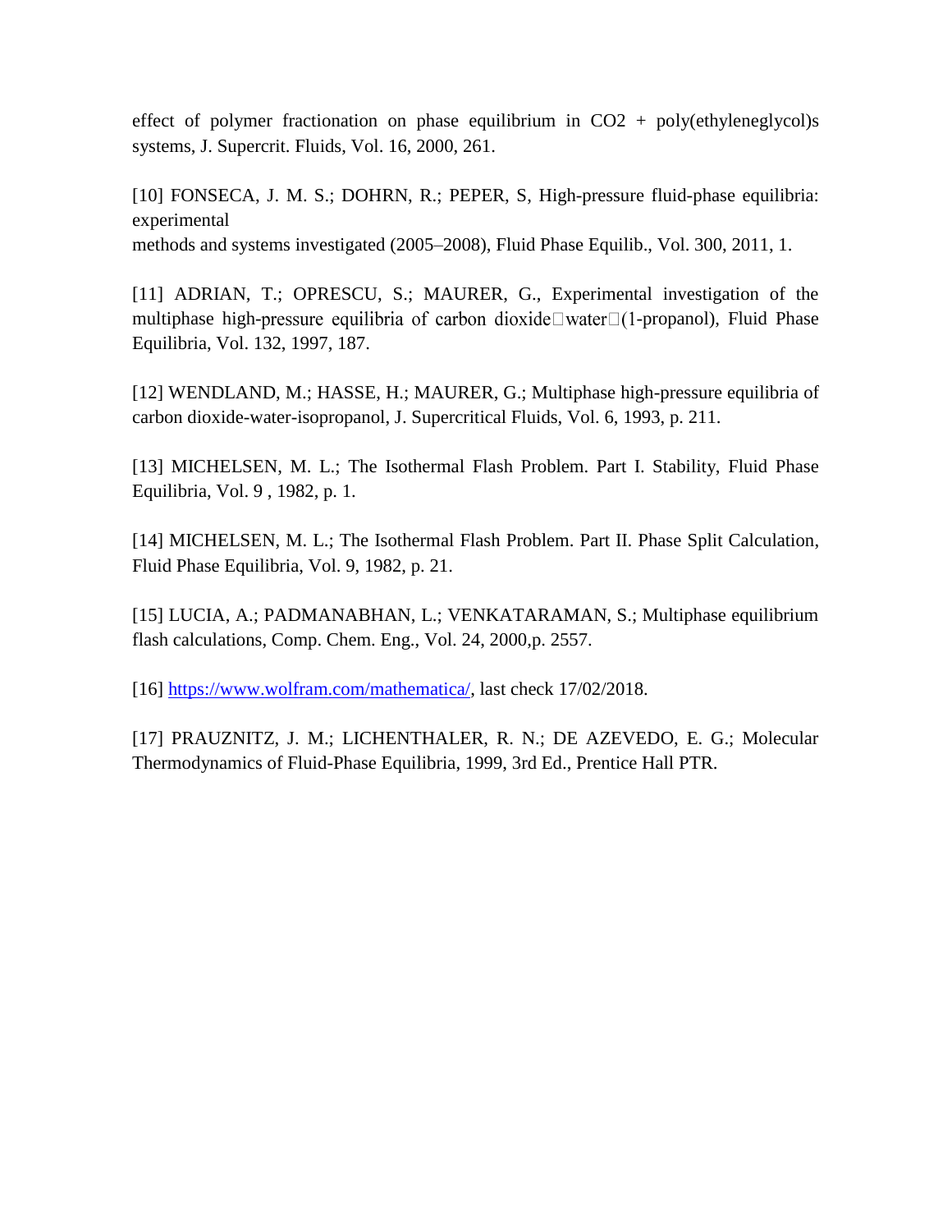effect of polymer fractionation on phase equilibrium in CO2 + poly(ethyleneglycol)s systems, J. Supercrit. Fluids, Vol. 16, 2000, 261.

[10] FONSECA, J. M. S.; DOHRN, R.; PEPER, S, High-pressure fluid-phase equilibria: experimental
methods and systems investigated (2005–2008), Fluid Phase Equilib., Vol. 300, 2011, 1.

[11] ADRIAN, T.; OPRESCU, S.; MAURER, G., Experimental investigation of the multiphase high-pressure equilibria of carbon dioxide□water□(1-propanol), Fluid Phase Equilibria, Vol. 132, 1997, 187.

[12] WENDLAND, M.; HASSE, H.; MAURER, G.; Multiphase high-pressure equilibria of carbon dioxide-water-isopropanol, J. Supercritical Fluids, Vol. 6, 1993, p. 211.

[13] MICHELSEN, M. L.; The Isothermal Flash Problem. Part I. Stability, Fluid Phase Equilibria, Vol. 9 , 1982, p. 1.

[14] MICHELSEN, M. L.; The Isothermal Flash Problem. Part II. Phase Split Calculation, Fluid Phase Equilibria, Vol. 9, 1982, p. 21.

[15] LUCIA, A.; PADMANABHAN, L.; VENKATARAMAN, S.; Multiphase equilibrium flash calculations, Comp. Chem. Eng., Vol. 24, 2000,p. 2557.

[16] https://www.wolfram.com/mathematica/, last check 17/02/2018.

[17] PRAUZNITZ, J. M.; LICHENTHALER, R. N.; DE AZEVEDO, E. G.; Molecular Thermodynamics of Fluid-Phase Equilibria, 1999, 3rd Ed., Prentice Hall PTR.